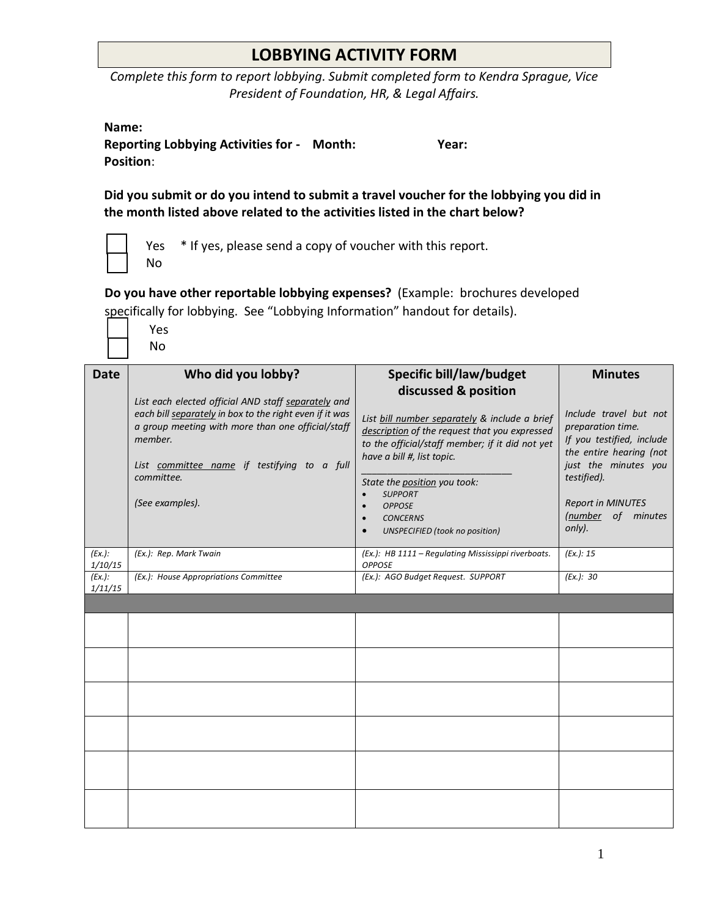# LOBBYING ACTIVITY FORM

*Complete this form to report lobbying. Submit completed form to Kendra Sprague, Vice President of Foundation, HR, & Legal Affairs.*

**Name:**
**Reporting Lobbying Activities for - Month: Year:**
**Position**:

**Did you submit or do you intend to submit a travel voucher for the lobbying you did in the month listed above related to the activities listed in the chart below?**

☐ Yes * If yes, please send a copy of voucher with this report.
☐ No

**Do you have other reportable lobbying expenses?** (Example: brochures developed specifically for lobbying. See "Lobbying Information" handout for details).

☐ Yes
☐ No

| Date | Who did you lobby?<br>*List each elected official AND staff separately and each bill separately in box to the right even if it was a group meeting with more than one official/staff member.*<br>*List committee name if testifying to a full committee.*<br>*(See examples).* | Specific bill/law/budget discussed & position<br>*List bill number separately & include a brief description of the request that you expressed to the official/staff member; if it did not yet have a bill #, list topic.*<br>*State the position you took:*<br>• *SUPPORT*<br>• *OPPOSE*<br>• *CONCERNS*<br>• *UNSPECIFIED (took no position)* | Minutes<br>*Include travel but not preparation time.*<br>*If you testified, include the entire hearing (not just the minutes you testified).*<br>*Report in MINUTES (number of minutes only).* |
|---|---|---|---|
| *(Ex.): 1/10/15* | *(Ex.): Rep. Mark Twain* | *(Ex.): HB 1111 – Regulating Mississippi riverboats. OPPOSE* | *(Ex.): 15* |
| *(Ex.): 1/11/15* | *(Ex.): House Appropriations Committee* | *(Ex.): AGO Budget Request. SUPPORT* | *(Ex.): 30* |
| | | | |
| | | | |
| | | | |
| | | | |
| | | | |
| | | | |
| | | | |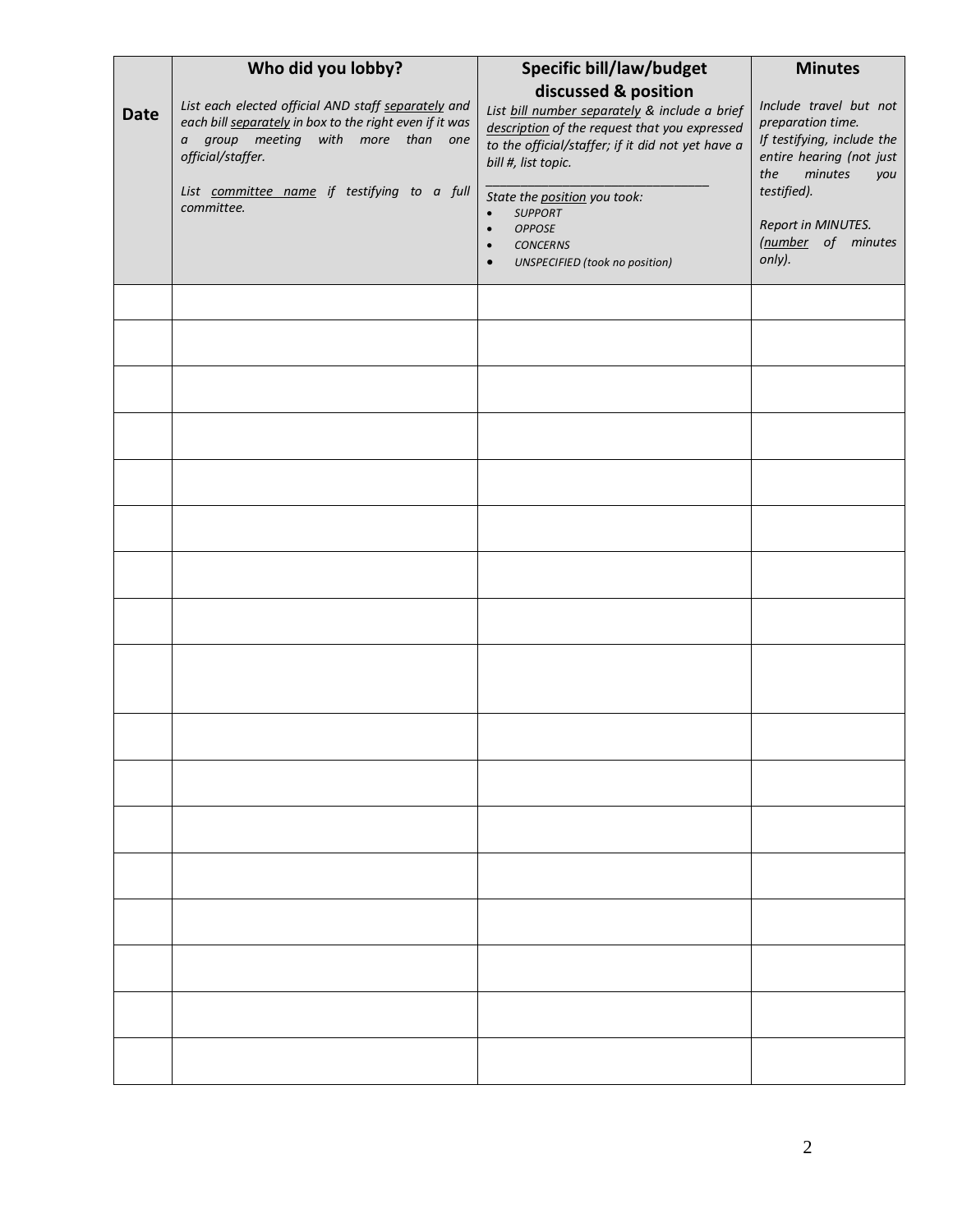| Date | **Who did you lobby?**<br><br>*List each elected official AND staff* *separately* *and each bill* *separately* *in box to the right even if it was a group meeting with more than one official/staffer.*<br><br>*List* *committee name* *if testifying to a full committee.* | **Specific bill/law/budget discussed & position**<br><br>*List* *bill number separately* *& include a brief* *description* *of the request that you expressed to the official/staffer; if it did not yet have a bill #, list topic.*<br><br>*State the* *position* *you took:*<br>• *SUPPORT*<br>• *OPPOSE*<br>• *CONCERNS*<br>• *UNSPECIFIED (took no position)* | **Minutes**<br><br>*Include travel but not preparation time.*<br>*If testifying, include the entire hearing (not just the minutes you testified).*<br><br>*Report in MINUTES. (number of minutes only).* |
|---|---|---|---|
| | | | |
| | | | |
| | | | |
| | | | |
| | | | |
| | | | |
| | | | |
| | | | |
| | | | |
| | | | |
| | | | |
| | | | |
| | | | |
| | | | |
| | | | |
| | | | |
| | | | |